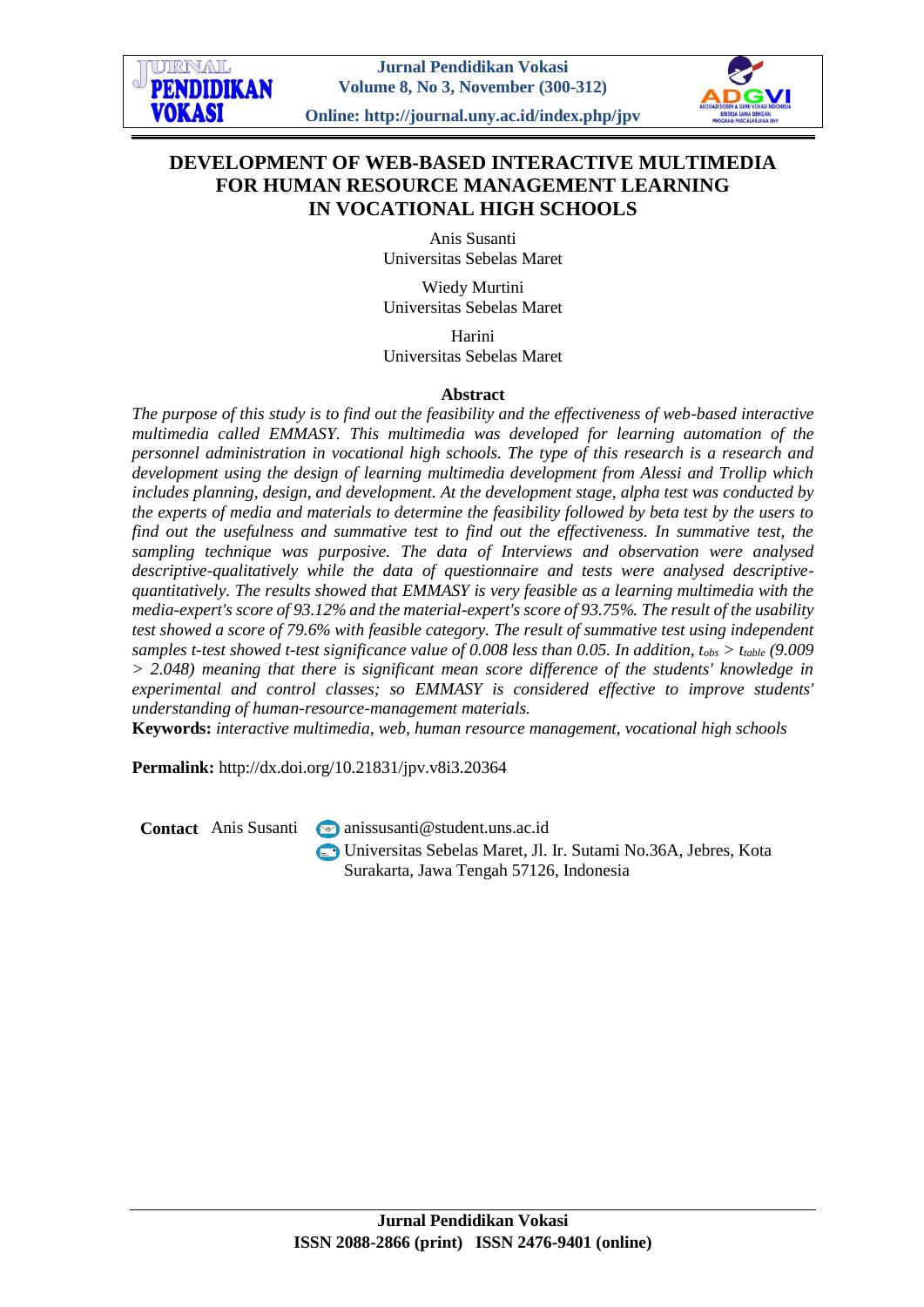# DEVELOPMENT OF WEB-BASED INTERACTIVE MULTIMEDIA FOR HUMAN RESOURCE MANAGEMENT LEARNING IN VOCATIONAL HIGH SCHOOLS

Anis Susanti
Universitas Sebelas Maret

Wiedy Murtini
Universitas Sebelas Maret

Harini
Universitas Sebelas Maret

## Abstract

*The purpose of this study is to find out the feasibility and the effectiveness of web-based interactive multimedia called EMMASY. This multimedia was developed for learning automation of the personnel administration in vocational high schools. The type of this research is a research and development using the design of learning multimedia development from Alessi and Trollip which includes planning, design, and development. At the development stage, alpha test was conducted by the experts of media and materials to determine the feasibility followed by beta test by the users to find out the usefulness and summative test to find out the effectiveness. In summative test, the sampling technique was purposive. The data of Interviews and observation were analysed descriptive-qualitatively while the data of questionnaire and tests were analysed descriptive-quantitatively. The results showed that EMMASY is very feasible as a learning multimedia with the media-expert's score of 93.12% and the material-expert's score of 93.75%. The result of the usability test showed a score of 79.6% with feasible category. The result of summative test using independent samples t-test showed t-test significance value of 0.008 less than 0.05. In addition, $t_{obs} > t_{table}$ (9.009 > 2.048) meaning that there is significant mean score difference of the students' knowledge in experimental and control classes; so EMMASY is considered effective to improve students' understanding of human-resource-management materials.*

**Keywords:** *interactive multimedia, web, human resource management, vocational high schools*

**Permalink:** http://dx.doi.org/10.21831/jpv.v8i3.20364

**Contact** Anis Susanti
anissusanti@student.uns.ac.id
Universitas Sebelas Maret, Jl. Ir. Sutami No.36A, Jebres, Kota Surakarta, Jawa Tengah 57126, Indonesia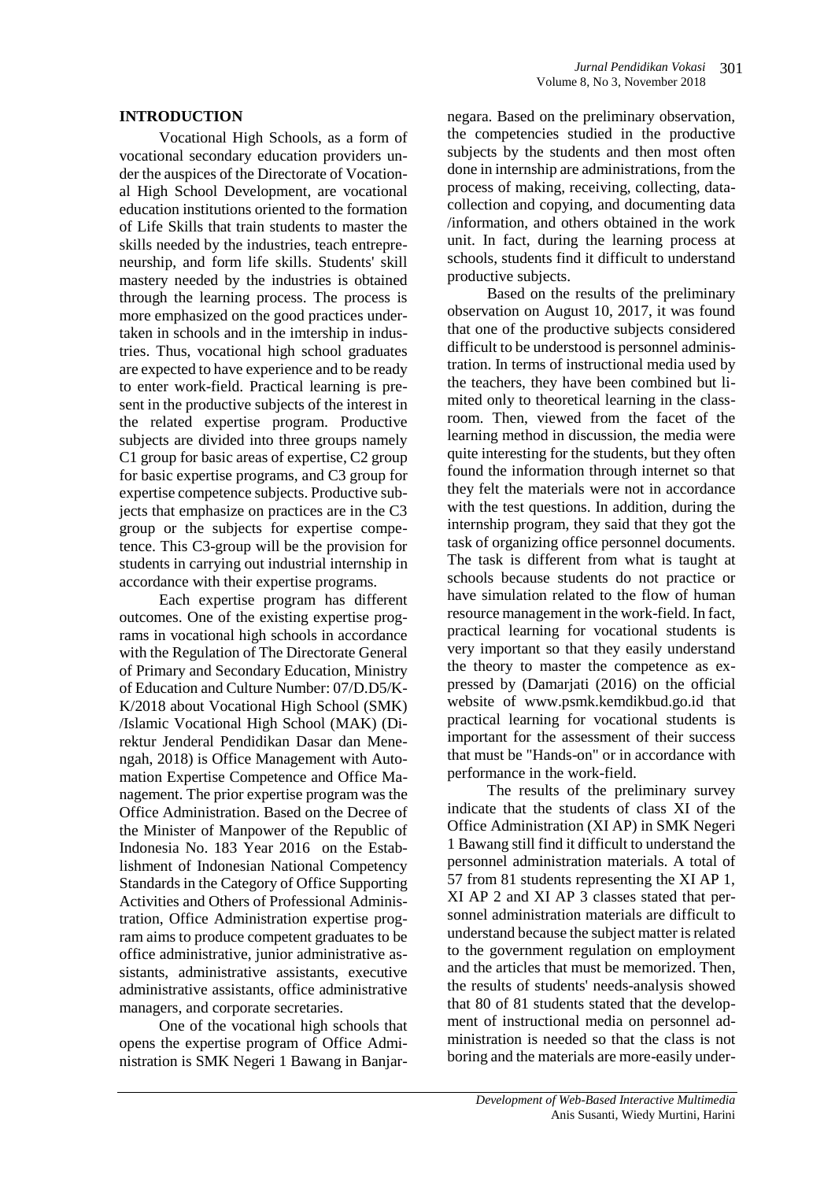## INTRODUCTION

Vocational High Schools, as a form of vocational secondary education providers under the auspices of the Directorate of Vocational High School Development, are vocational education institutions oriented to the formation of Life Skills that train students to master the skills needed by the industries, teach entrepreneurship, and form life skills. Students' skill mastery needed by the industries is obtained through the learning process. The process is more emphasized on the good practices undertaken in schools and in the imtership in industries. Thus, vocational high school graduates are expected to have experience and to be ready to enter work-field. Practical learning is present in the productive subjects of the interest in the related expertise program. Productive subjects are divided into three groups namely C1 group for basic areas of expertise, C2 group for basic expertise programs, and C3 group for expertise competence subjects. Productive subjects that emphasize on practices are in the C3 group or the subjects for expertise competence. This C3-group will be the provision for students in carrying out industrial internship in accordance with their expertise programs.

Each expertise program has different outcomes. One of the existing expertise programs in vocational high schools in accordance with the Regulation of The Directorate General of Primary and Secondary Education, Ministry of Education and Culture Number: 07/D.D5/K-K/2018 about Vocational High School (SMK) /Islamic Vocational High School (MAK) (Direktur Jenderal Pendidikan Dasar dan Menengah, 2018) is Office Management with Automation Expertise Competence and Office Management. The prior expertise program was the Office Administration. Based on the Decree of the Minister of Manpower of the Republic of Indonesia No. 183 Year 2016 on the Establishment of Indonesian National Competency Standards in the Category of Office Supporting Activities and Others of Professional Administration, Office Administration expertise program aims to produce competent graduates to be office administrative, junior administrative assistants, administrative assistants, executive administrative assistants, office administrative managers, and corporate secretaries.

One of the vocational high schools that opens the expertise program of Office Administration is SMK Negeri 1 Bawang in Banjarnegara. Based on the preliminary observation, the competencies studied in the productive subjects by the students and then most often done in internship are administrations, from the process of making, receiving, collecting, data-collection and copying, and documenting data /information, and others obtained in the work unit. In fact, during the learning process at schools, students find it difficult to understand productive subjects.

Based on the results of the preliminary observation on August 10, 2017, it was found that one of the productive subjects considered difficult to be understood is personnel administration. In terms of instructional media used by the teachers, they have been combined but limited only to theoretical learning in the classroom. Then, viewed from the facet of the learning method in discussion, the media were quite interesting for the students, but they often found the information through internet so that they felt the materials were not in accordance with the test questions. In addition, during the internship program, they said that they got the task of organizing office personnel documents. The task is different from what is taught at schools because students do not practice or have simulation related to the flow of human resource management in the work-field. In fact, practical learning for vocational students is very important so that they easily understand the theory to master the competence as expressed by (Damarjati (2016) on the official website of www.psmk.kemdikbud.go.id that practical learning for vocational students is important for the assessment of their success that must be "Hands-on" or in accordance with performance in the work-field.

The results of the preliminary survey indicate that the students of class XI of the Office Administration (XI AP) in SMK Negeri 1 Bawang still find it difficult to understand the personnel administration materials. A total of 57 from 81 students representing the XI AP 1, XI AP 2 and XI AP 3 classes stated that personnel administration materials are difficult to understand because the subject matter is related to the government regulation on employment and the articles that must be memorized. Then, the results of students' needs-analysis showed that 80 of 81 students stated that the development of instructional media on personnel administration is needed so that the class is not boring and the materials are more-easily under-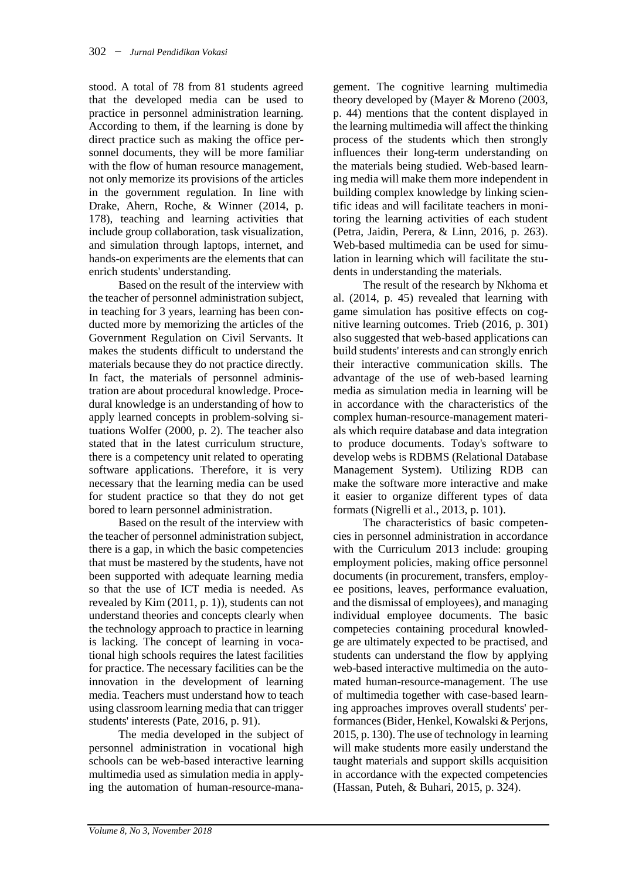stood. A total of 78 from 81 students agreed that the developed media can be used to practice in personnel administration learning. According to them, if the learning is done by direct practice such as making the office personnel documents, they will be more familiar with the flow of human resource management, not only memorize its provisions of the articles in the government regulation. In line with Drake, Ahern, Roche, & Winner (2014, p. 178), teaching and learning activities that include group collaboration, task visualization, and simulation through laptops, internet, and hands-on experiments are the elements that can enrich students' understanding.

Based on the result of the interview with the teacher of personnel administration subject, in teaching for 3 years, learning has been conducted more by memorizing the articles of the Government Regulation on Civil Servants. It makes the students difficult to understand the materials because they do not practice directly. In fact, the materials of personnel administration are about procedural knowledge. Procedural knowledge is an understanding of how to apply learned concepts in problem-solving situations Wolfer (2000, p. 2). The teacher also stated that in the latest curriculum structure, there is a competency unit related to operating software applications. Therefore, it is very necessary that the learning media can be used for student practice so that they do not get bored to learn personnel administration.

Based on the result of the interview with the teacher of personnel administration subject, there is a gap, in which the basic competencies that must be mastered by the students, have not been supported with adequate learning media so that the use of ICT media is needed. As revealed by Kim (2011, p. 1)), students can not understand theories and concepts clearly when the technology approach to practice in learning is lacking. The concept of learning in vocational high schools requires the latest facilities for practice. The necessary facilities can be the innovation in the development of learning media. Teachers must understand how to teach using classroom learning media that can trigger students' interests (Pate, 2016, p. 91).

The media developed in the subject of personnel administration in vocational high schools can be web-based interactive learning multimedia used as simulation media in applying the automation of human-resource-management. The cognitive learning multimedia theory developed by (Mayer & Moreno (2003, p. 44) mentions that the content displayed in the learning multimedia will affect the thinking process of the students which then strongly influences their long-term understanding on the materials being studied. Web-based learning media will make them more independent in building complex knowledge by linking scientific ideas and will facilitate teachers in monitoring the learning activities of each student (Petra, Jaidin, Perera, & Linn, 2016, p. 263). Web-based multimedia can be used for simulation in learning which will facilitate the students in understanding the materials.

The result of the research by Nkhoma et al. (2014, p. 45) revealed that learning with game simulation has positive effects on cognitive learning outcomes. Trieb (2016, p. 301) also suggested that web-based applications can build students' interests and can strongly enrich their interactive communication skills. The advantage of the use of web-based learning media as simulation media in learning will be in accordance with the characteristics of the complex human-resource-management materials which require database and data integration to produce documents. Today's software to develop webs is RDBMS (Relational Database Management System). Utilizing RDB can make the software more interactive and make it easier to organize different types of data formats (Nigrelli et al., 2013, p. 101).

The characteristics of basic competencies in personnel administration in accordance with the Curriculum 2013 include: grouping employment policies, making office personnel documents (in procurement, transfers, employee positions, leaves, performance evaluation, and the dismissal of employees), and managing individual employee documents. The basic competecies containing procedural knowledge are ultimately expected to be practised, and students can understand the flow by applying web-based interactive multimedia on the automated human-resource-management. The use of multimedia together with case-based learning approaches improves overall students' performances (Bider, Henkel, Kowalski & Perjons, 2015, p. 130). The use of technology in learning will make students more easily understand the taught materials and support skills acquisition in accordance with the expected competencies (Hassan, Puteh, & Buhari, 2015, p. 324).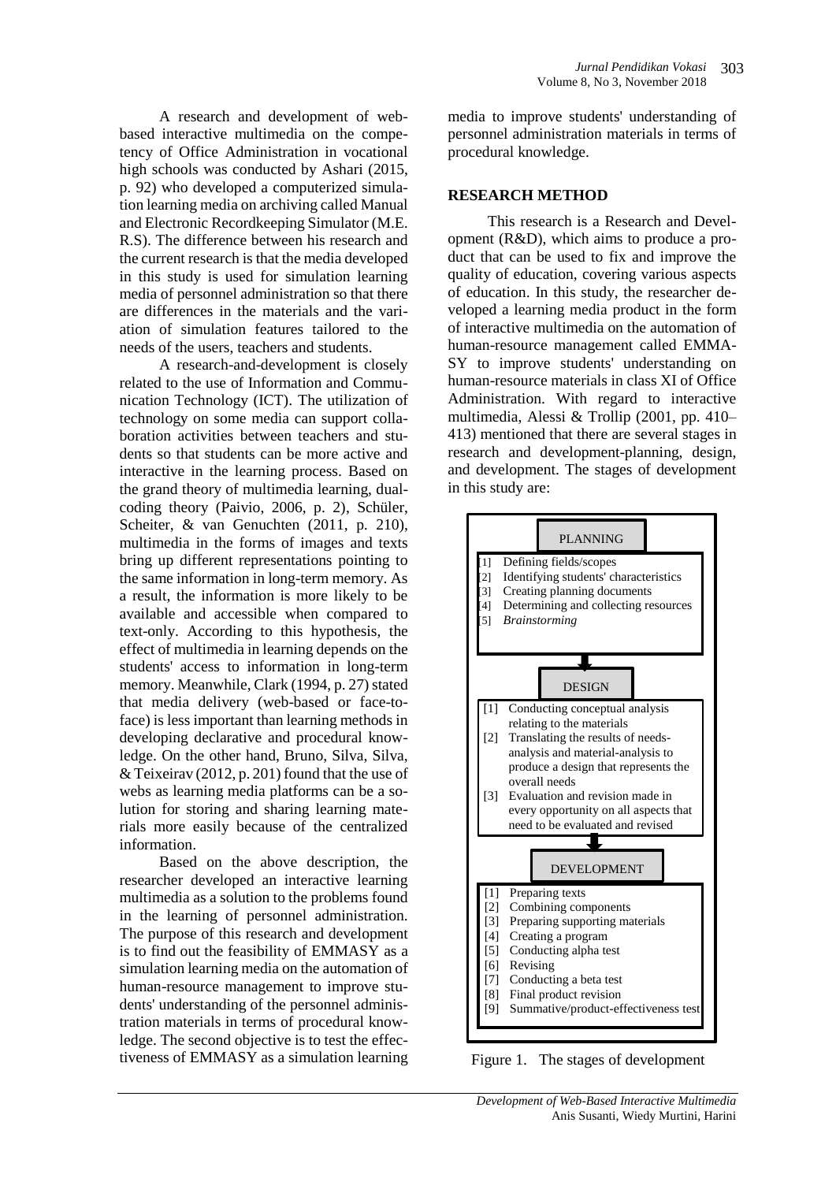A research and development of web-based interactive multimedia on the competency of Office Administration in vocational high schools was conducted by Ashari (2015, p. 92) who developed a computerized simulation learning media on archiving called Manual and Electronic Recordkeeping Simulator (M.E. R.S). The difference between his research and the current research is that the media developed in this study is used for simulation learning media of personnel administration so that there are differences in the materials and the variation of simulation features tailored to the needs of the users, teachers and students.

A research-and-development is closely related to the use of Information and Communication Technology (ICT). The utilization of technology on some media can support collaboration activities between teachers and students so that students can be more active and interactive in the learning process. Based on the grand theory of multimedia learning, dual-coding theory (Paivio, 2006, p. 2), Schüler, Scheiter, & van Genuchten (2011, p. 210), multimedia in the forms of images and texts bring up different representations pointing to the same information in long-term memory. As a result, the information is more likely to be available and accessible when compared to text-only. According to this hypothesis, the effect of multimedia in learning depends on the students' access to information in long-term memory. Meanwhile, Clark (1994, p. 27) stated that media delivery (web-based or face-to-face) is less important than learning methods in developing declarative and procedural knowledge. On the other hand, Bruno, Silva, Silva, & Teixeirav (2012, p. 201) found that the use of webs as learning media platforms can be a solution for storing and sharing learning materials more easily because of the centralized information.

Based on the above description, the researcher developed an interactive learning multimedia as a solution to the problems found in the learning of personnel administration. The purpose of this research and development is to find out the feasibility of EMMASY as a simulation learning media on the automation of human-resource management to improve students' understanding of the personnel administration materials in terms of procedural knowledge. The second objective is to test the effectiveness of EMMASY as a simulation learning media to improve students' understanding of personnel administration materials in terms of procedural knowledge.

## RESEARCH METHOD

This research is a Research and Development (R&D), which aims to produce a product that can be used to fix and improve the quality of education, covering various aspects of education. In this study, the researcher developed a learning media product in the form of interactive multimedia on the automation of human-resource management called EMMA-SY to improve students' understanding on human-resource materials in class XI of Office Administration. With regard to interactive multimedia, Alessi & Trollip (2001, pp. 410–413) mentioned that there are several stages in research and development-planning, design, and development. The stages of development in this study are:

**PLANNING**

[1] Defining fields/scopes
[2] Identifying students' characteristics
[3] Creating planning documents
[4] Determining and collecting resources
[5] *Brainstorming*

**DESIGN**

[1] Conducting conceptual analysis relating to the materials
[2] Translating the results of needs-analysis and material-analysis to produce a design that represents the overall needs
[3] Evaluation and revision made in every opportunity on all aspects that need to be evaluated and revised

**DEVELOPMENT**

[1] Preparing texts
[2] Combining components
[3] Preparing supporting materials
[4] Creating a program
[5] Conducting alpha test
[6] Revising
[7] Conducting a beta test
[8] Final product revision
[9] Summative/product-effectiveness test

Figure 1. The stages of development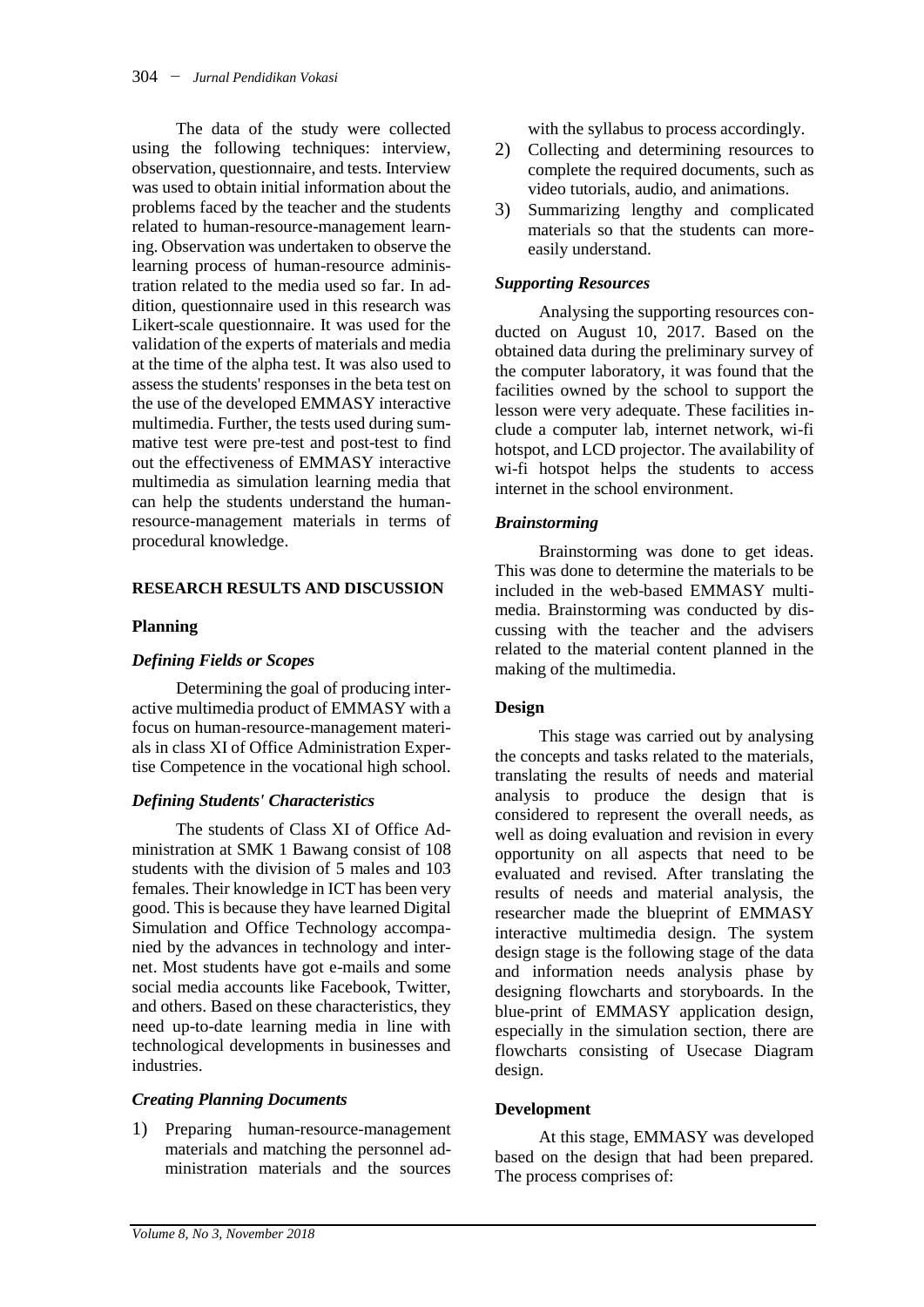The data of the study were collected using the following techniques: interview, observation, questionnaire, and tests. Interview was used to obtain initial information about the problems faced by the teacher and the students related to human-resource-management learning. Observation was undertaken to observe the learning process of human-resource administration related to the media used so far. In addition, questionnaire used in this research was Likert-scale questionnaire. It was used for the validation of the experts of materials and media at the time of the alpha test. It was also used to assess the students' responses in the beta test on the use of the developed EMMASY interactive multimedia. Further, the tests used during summative test were pre-test and post-test to find out the effectiveness of EMMASY interactive multimedia as simulation learning media that can help the students understand the human-resource-management materials in terms of procedural knowledge.

## RESEARCH RESULTS AND DISCUSSION

### Planning

#### *Defining Fields or Scopes*

Determining the goal of producing interactive multimedia product of EMMASY with a focus on human-resource-management materials in class XI of Office Administration Expertise Competence in the vocational high school.

#### *Defining Students' Characteristics*

The students of Class XI of Office Administration at SMK 1 Bawang consist of 108 students with the division of 5 males and 103 females. Their knowledge in ICT has been very good. This is because they have learned Digital Simulation and Office Technology accompanied by the advances in technology and internet. Most students have got e-mails and some social media accounts like Facebook, Twitter, and others. Based on these characteristics, they need up-to-date learning media in line with technological developments in businesses and industries.

#### *Creating Planning Documents*

1) Preparing human-resource-management materials and matching the personnel administration materials and the sources with the syllabus to process accordingly.
2) Collecting and determining resources to complete the required documents, such as video tutorials, audio, and animations.
3) Summarizing lengthy and complicated materials so that the students can more-easily understand.

#### *Supporting Resources*

Analysing the supporting resources conducted on August 10, 2017. Based on the obtained data during the preliminary survey of the computer laboratory, it was found that the facilities owned by the school to support the lesson were very adequate. These facilities include a computer lab, internet network, wi-fi hotspot, and LCD projector. The availability of wi-fi hotspot helps the students to access internet in the school environment.

#### *Brainstorming*

Brainstorming was done to get ideas. This was done to determine the materials to be included in the web-based EMMASY multimedia. Brainstorming was conducted by discussing with the teacher and the advisers related to the material content planned in the making of the multimedia.

### Design

This stage was carried out by analysing the concepts and tasks related to the materials, translating the results of needs and material analysis to produce the design that is considered to represent the overall needs, as well as doing evaluation and revision in every opportunity on all aspects that need to be evaluated and revised. After translating the results of needs and material analysis, the researcher made the blueprint of EMMASY interactive multimedia design. The system design stage is the following stage of the data and information needs analysis phase by designing flowcharts and storyboards. In the blue-print of EMMASY application design, especially in the simulation section, there are flowcharts consisting of Usecase Diagram design.

### Development

At this stage, EMMASY was developed based on the design that had been prepared. The process comprises of: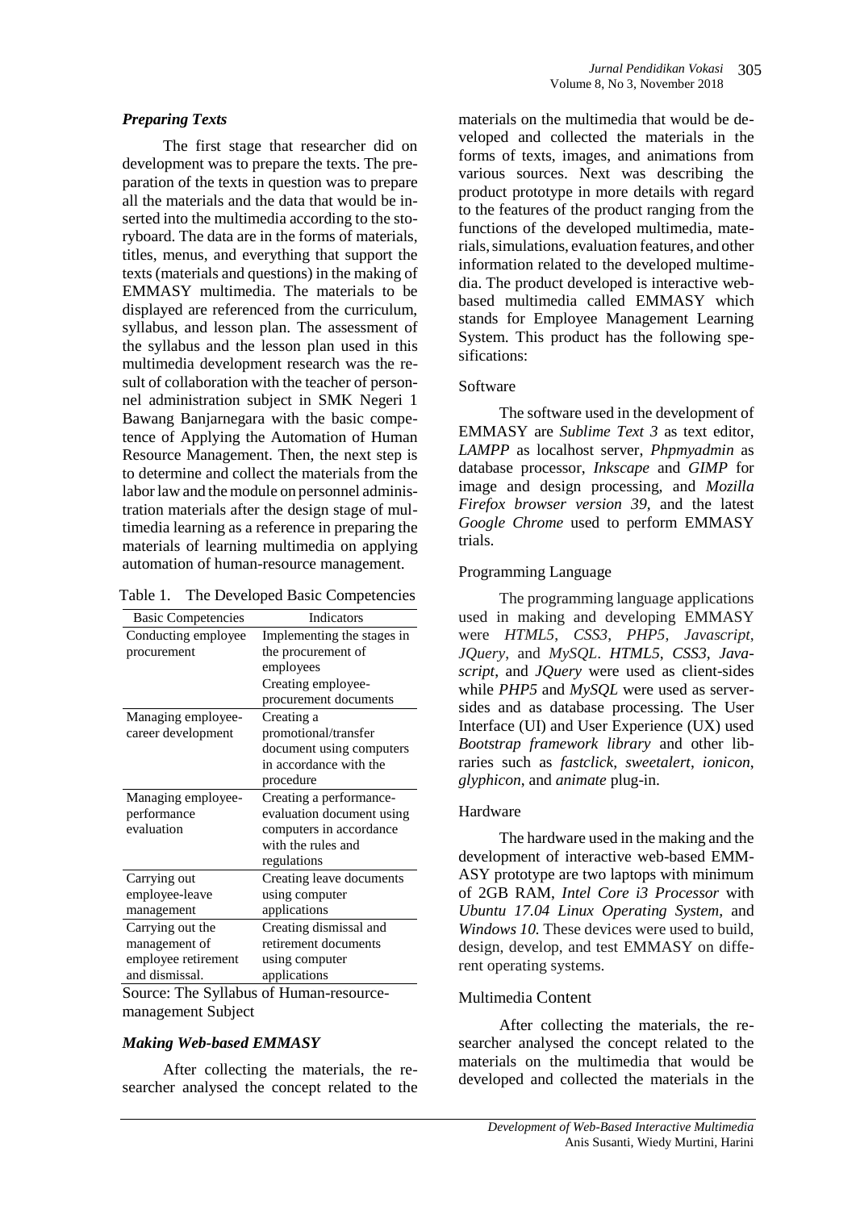### *Preparing Texts*

The first stage that researcher did on development was to prepare the texts. The preparation of the texts in question was to prepare all the materials and the data that would be inserted into the multimedia according to the storyboard. The data are in the forms of materials, titles, menus, and everything that support the texts (materials and questions) in the making of EMMASY multimedia. The materials to be displayed are referenced from the curriculum, syllabus, and lesson plan. The assessment of the syllabus and the lesson plan used in this multimedia development research was the result of collaboration with the teacher of personnel administration subject in SMK Negeri 1 Bawang Banjarnegara with the basic competence of Applying the Automation of Human Resource Management. Then, the next step is to determine and collect the materials from the labor law and the module on personnel administration materials after the design stage of multimedia learning as a reference in preparing the materials of learning multimedia on applying automation of human-resource management.

Table 1. The Developed Basic Competencies

| Basic Competencies | Indicators |
|---|---|
| Conducting employee procurement | Implementing the stages in the procurement of employees<br>Creating employee-procurement documents |
| Managing employee-career development | Creating a promotional/transfer document using computers in accordance with the procedure |
| Managing employee-performance evaluation | Creating a performance-evaluation document using computers in accordance with the rules and regulations |
| Carrying out employee-leave management | Creating leave documents using computer applications |
| Carrying out the management of employee retirement and dismissal. | Creating dismissal and retirement documents using computer applications |

Source: The Syllabus of Human-resource-management Subject

### *Making Web-based EMMASY*

After collecting the materials, the researcher analysed the concept related to the materials on the multimedia that would be developed and collected the materials in the forms of texts, images, and animations from various sources. Next was describing the product prototype in more details with regard to the features of the product ranging from the functions of the developed multimedia, materials, simulations, evaluation features, and other information related to the developed multimedia. The product developed is interactive web-based multimedia called EMMASY which stands for Employee Management Learning System. This product has the following spesifications:

#### Software

The software used in the development of EMMASY are *Sublime Text 3* as text editor, *LAMPP* as localhost server, *Phpmyadmin* as database processor, *Inkscape* and *GIMP* for image and design processing, and *Mozilla Firefox browser version 39*, and the latest *Google Chrome* used to perform EMMASY trials.

#### Programming Language

The programming language applications used in making and developing EMMASY were *HTML5*, *CSS3*, *PHP5*, *Javascript*, *JQuery*, and *MySQL*. *HTML5*, *CSS3*, *Javascript*, and *JQuery* were used as client-sides while *PHP5* and *MySQL* were used as server-sides and as database processing. The User Interface (UI) and User Experience (UX) used *Bootstrap framework library* and other libraries such as *fastclick*, *sweetalert*, *ionicon*, *glyphicon*, and *animate* plug-in.

#### Hardware

The hardware used in the making and the development of interactive web-based EMMASY prototype are two laptops with minimum of 2GB RAM, *Intel Core i3 Processor* with *Ubuntu 17.04 Linux Operating System*, and *Windows 10.* These devices were used to build, design, develop, and test EMMASY on different operating systems.

#### Multimedia Content

After collecting the materials, the researcher analysed the concept related to the materials on the multimedia that would be developed and collected the materials in the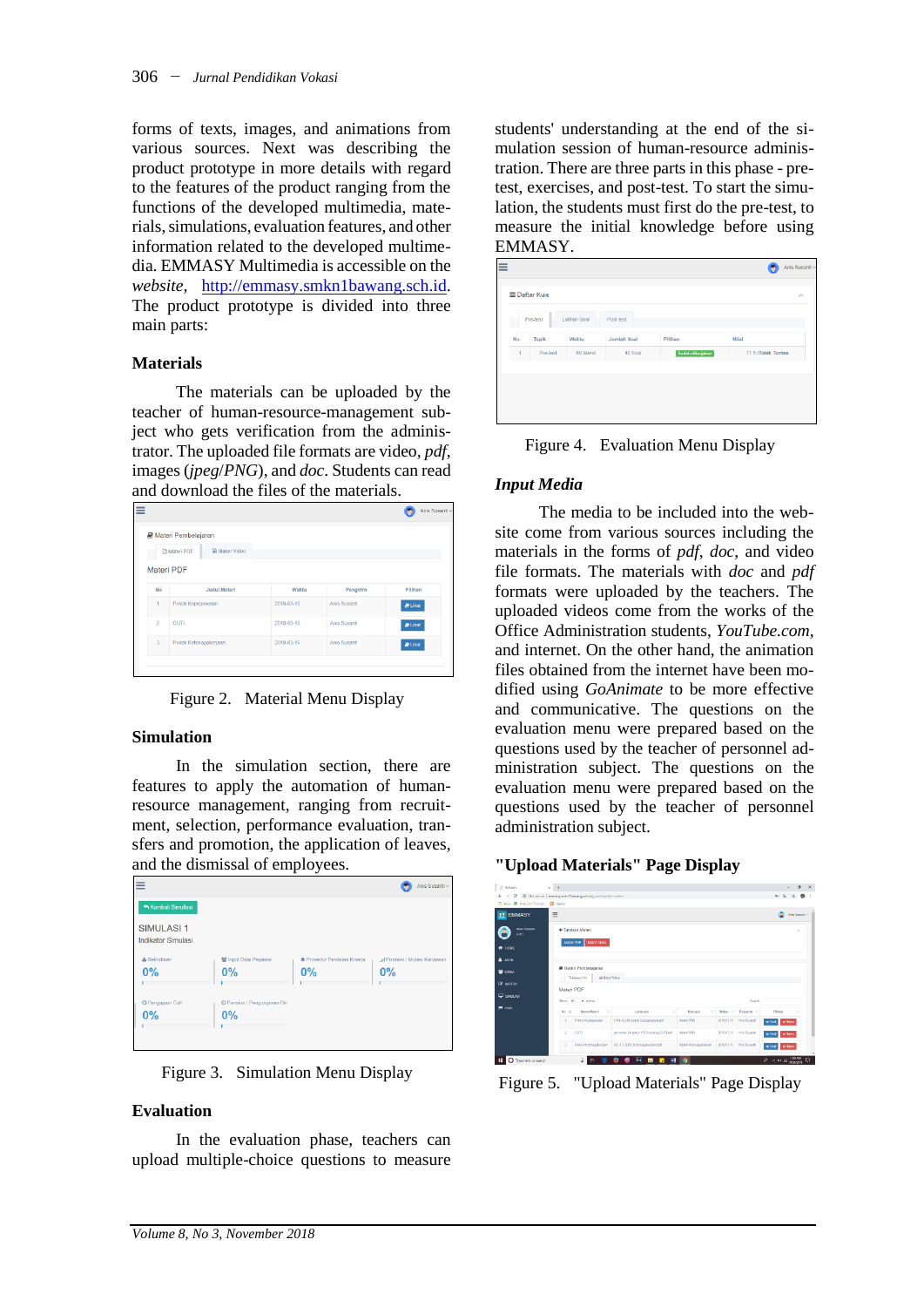forms of texts, images, and animations from various sources. Next was describing the product prototype in more details with regard to the features of the product ranging from the functions of the developed multimedia, materials, simulations, evaluation features, and other information related to the developed multimedia. EMMASY Multimedia is accessible on the *website*, http://emmasy.smkn1bawang.sch.id. The product prototype is divided into three main parts:

### Materials

The materials can be uploaded by the teacher of human-resource-management subject who gets verification from the administrator. The uploaded file formats are video, *pdf*, images (*jpeg*/*PNG*), and *doc*. Students can read and download the files of the materials.

Figure 2. Material Menu Display

### Simulation

In the simulation section, there are features to apply the automation of human-resource management, ranging from recruitment, selection, performance evaluation, transfers and promotion, the application of leaves, and the dismissal of employees.

Figure 3. Simulation Menu Display

### Evaluation

In the evaluation phase, teachers can upload multiple-choice questions to measure students' understanding at the end of the simulation session of human-resource administration. There are three parts in this phase - pre-test, exercises, and post-test. To start the simulation, the students must first do the pre-test, to measure the initial knowledge before using EMMASY.

Figure 4. Evaluation Menu Display

### *Input Media*

The media to be included into the website come from various sources including the materials in the forms of *pdf*, *doc*, and video file formats. The materials with *doc* and *pdf* formats were uploaded by the teachers. The uploaded videos come from the works of the Office Administration students, *YouTube.com*, and internet. On the other hand, the animation files obtained from the internet have been modified using *GoAnimate* to be more effective and communicative. The questions on the evaluation menu were prepared based on the questions used by the teacher of personnel administration subject. The questions on the evaluation menu were prepared based on the questions used by the teacher of personnel administration subject.

### "Upload Materials" Page Display

Figure 5. "Upload Materials" Page Display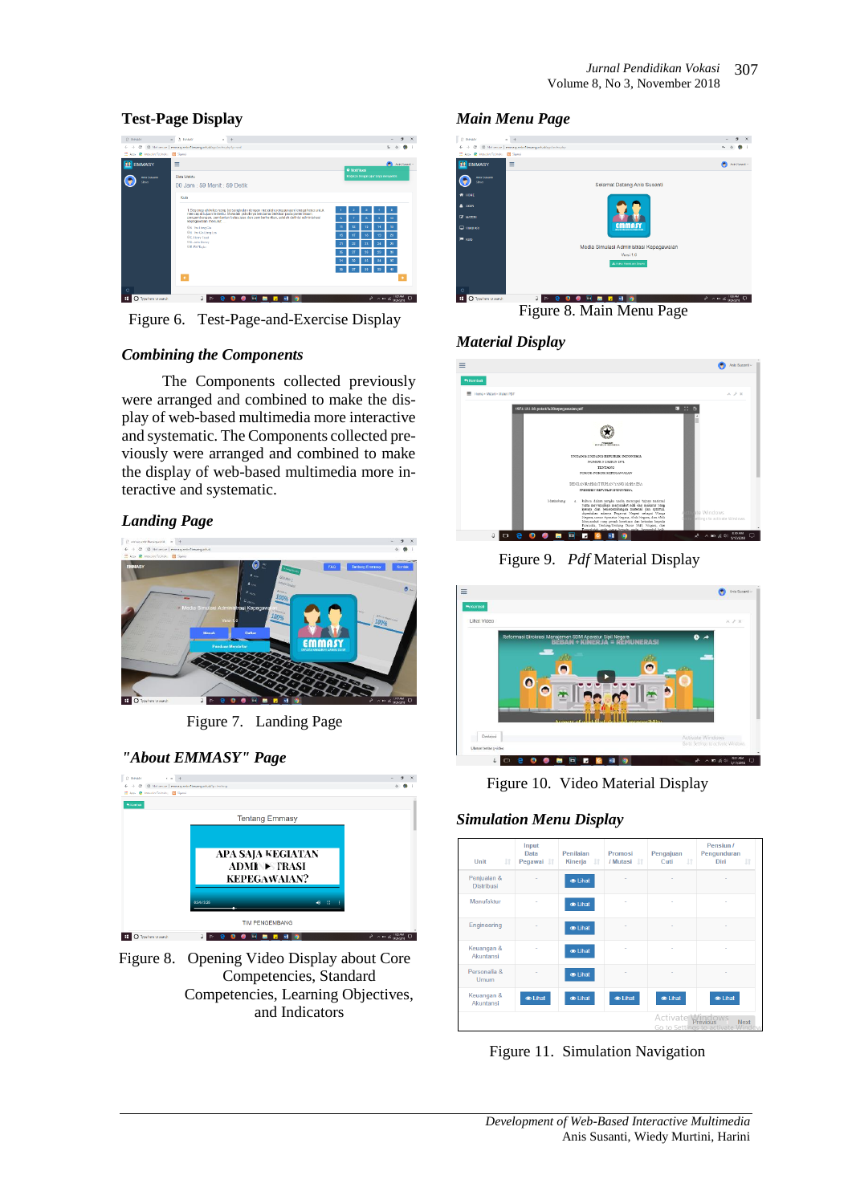### Test-Page Display

Figure 6. Test-Page-and-Exercise Display

### *Combining the Components*

The Components collected previously were arranged and combined to make the display of web-based multimedia more interactive and systematic. The Components collected previously were arranged and combined to make the display of web-based multimedia more interactive and systematic.

### *Landing Page*

Figure 7. Landing Page

### *"About EMMASY" Page*

Figure 8. Opening Video Display about Core Competencies, Standard Competencies, Learning Objectives, and Indicators

### *Main Menu Page*

Figure 8. Main Menu Page

### *Material Display*

Figure 9. *Pdf* Material Display

Figure 10. Video Material Display

### *Simulation Menu Display*

| Unit | Input Data Pegawai | Penilaian Kinerja | Promosi / Mutasi | Pengajuan Cuti | Pensiun / Pengunduran Diri |
|---|---|---|---|---|---|
| Penjualan & Distribusi | - | Lihat | - | - | - |
| Manufaktur | - | Lihat | - | - | - |
| Engineering | - | Lihat | - | - | - |
| Keuangan & Akuntansi | - | Lihat | - | - | - |
| Personalia & Umum | - | Lihat | - | - | - |
| Keuangan & Akuntansi | Lihat | Lihat | Lihat | Lihat | Lihat |

Figure 11. Simulation Navigation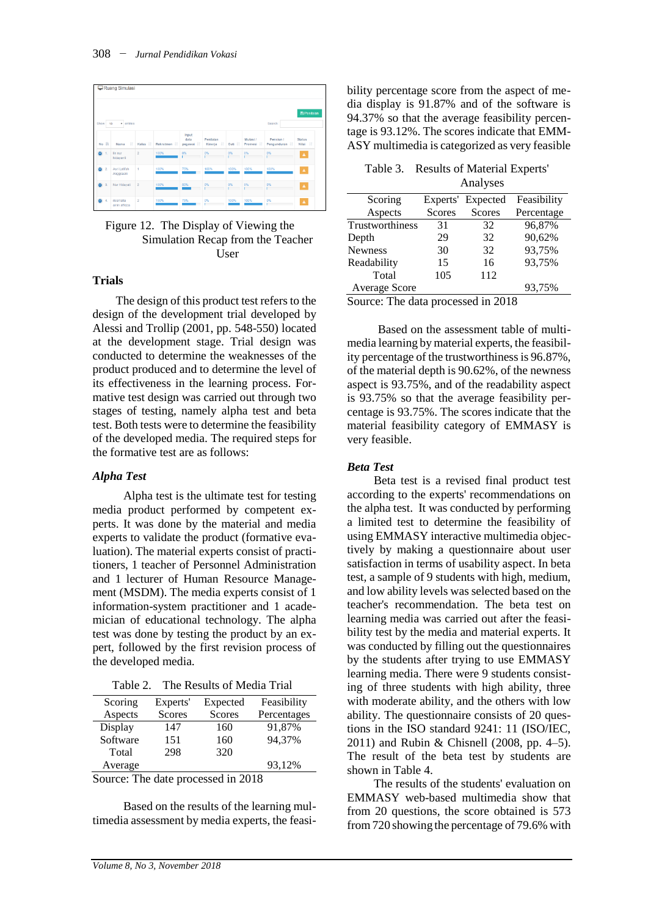Figure 12. The Display of Viewing the Simulation Recap from the Teacher User

## Trials

The design of this product test refers to the design of the development trial developed by Alessi and Trollip (2001, pp. 548-550) located at the development stage. Trial design was conducted to determine the weaknesses of the product produced and to determine the level of its effectiveness in the learning process. Formative test design was carried out through two stages of testing, namely alpha test and beta test. Both tests were to determine the feasibility of the developed media. The required steps for the formative test are as follows:

### *Alpha Test*

Alpha test is the ultimate test for testing media product performed by competent experts. It was done by the material and media experts to validate the product (formative evaluation). The material experts consist of practitioners, 1 teacher of Personnel Administration and 1 lecturer of Human Resource Management (MSDM). The media experts consist of 1 information-system practitioner and 1 academician of educational technology. The alpha test was done by testing the product by an expert, followed by the first revision process of the developed media.

Table 2. The Results of Media Trial

| Scoring Aspects | Experts' Scores | Expected Scores | Feasibility Percentages |
|---|---|---|---|
| Display | 147 | 160 | 91,87% |
| Software | 151 | 160 | 94,37% |
| Total | 298 | 320 | |
| Average | | | 93,12% |

Source: The date processed in 2018

Based on the results of the learning multimedia assessment by media experts, the feasibility percentage score from the aspect of media display is 91.87% and of the software is 94.37% so that the average feasibility percentage is 93.12%. The scores indicate that EMMASY multimedia is categorized as very feasible

Table 3. Results of Material Experts' Analyses

| Scoring Aspects | Experts' Scores | Expected Scores | Feasibility Percentage |
|---|---|---|---|
| Trustworthiness | 31 | 32 | 96,87% |
| Depth | 29 | 32 | 90,62% |
| Newness | 30 | 32 | 93,75% |
| Readability | 15 | 16 | 93,75% |
| Total | 105 | 112 | |
| Average Score | | | 93,75% |

Source: The data processed in 2018

Based on the assessment table of multimedia learning by material experts, the feasibility percentage of the trustworthiness is 96.87%, of the material depth is 90.62%, of the newness aspect is 93.75%, and of the readability aspect is 93.75% so that the average feasibility percentage is 93.75%. The scores indicate that the material feasibility category of EMMASY is very feasible.

### *Beta Test*

Beta test is a revised final product test according to the experts' recommendations on the alpha test. It was conducted by performing a limited test to determine the feasibility of using EMMASY interactive multimedia objectively by making a questionnaire about user satisfaction in terms of usability aspect. In beta test, a sample of 9 students with high, medium, and low ability levels was selected based on the teacher's recommendation. The beta test on learning media was carried out after the feasibility test by the media and material experts. It was conducted by filling out the questionnaires by the students after trying to use EMMASY learning media. There were 9 students consisting of three students with high ability, three with moderate ability, and the others with low ability. The questionnaire consists of 20 questions in the ISO standard 9241: 11 (ISO/IEC, 2011) and Rubin & Chisnell (2008, pp. 4–5). The result of the beta test by students are shown in Table 4.

The results of the students' evaluation on EMMASY web-based multimedia show that from 20 questions, the score obtained is 573 from 720 showing the percentage of 79.6% with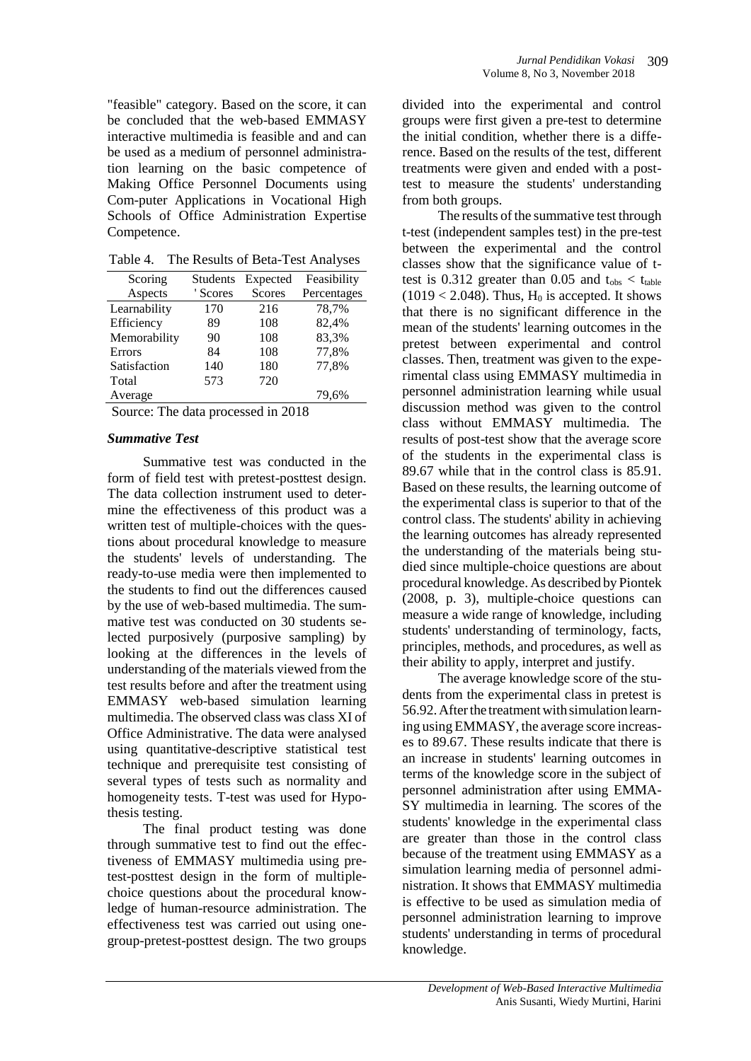"feasible" category. Based on the score, it can be concluded that the web-based EMMASY interactive multimedia is feasible and and can be used as a medium of personnel administration learning on the basic competence of Making Office Personnel Documents using Com-puter Applications in Vocational High Schools of Office Administration Expertise Competence.

Table 4. The Results of Beta-Test Analyses

| Scoring Aspects | Students ' Scores | Expected Scores | Feasibility Percentages |
|---|---|---|---|
| Learnability | 170 | 216 | 78,7% |
| Efficiency | 89 | 108 | 82,4% |
| Memorability | 90 | 108 | 83,3% |
| Errors | 84 | 108 | 77,8% |
| Satisfaction | 140 | 180 | 77,8% |
| Total | 573 | 720 | |
| Average | | | 79,6% |

Source: The data processed in 2018

### *Summative Test*

Summative test was conducted in the form of field test with pretest-posttest design. The data collection instrument used to determine the effectiveness of this product was a written test of multiple-choices with the questions about procedural knowledge to measure the students' levels of understanding. The ready-to-use media were then implemented to the students to find out the differences caused by the use of web-based multimedia. The summative test was conducted on 30 students selected purposively (purposive sampling) by looking at the differences in the levels of understanding of the materials viewed from the test results before and after the treatment using EMMASY web-based simulation learning multimedia. The observed class was class XI of Office Administrative. The data were analysed using quantitative-descriptive statistical test technique and prerequisite test consisting of several types of tests such as normality and homogeneity tests. T-test was used for Hypothesis testing.

The final product testing was done through summative test to find out the effectiveness of EMMASY multimedia using pretest-posttest design in the form of multiple-choice questions about the procedural knowledge of human-resource administration. The effectiveness test was carried out using one-group-pretest-posttest design. The two groups divided into the experimental and control groups were first given a pre-test to determine the initial condition, whether there is a difference. Based on the results of the test, different treatments were given and ended with a post-test to measure the students' understanding from both groups.

The results of the summative test through t-test (independent samples test) in the pre-test between the experimental and the control classes show that the significance value of t-test is 0.312 greater than 0.05 and $t_{obs} < t_{table}$ $(1019 < 2.048)$. Thus, $H_0$ is accepted. It shows that there is no significant difference in the mean of the students' learning outcomes in the pretest between experimental and control classes. Then, treatment was given to the experimental class using EMMASY multimedia in personnel administration learning while usual discussion method was given to the control class without EMMASY multimedia. The results of post-test show that the average score of the students in the experimental class is 89.67 while that in the control class is 85.91. Based on these results, the learning outcome of the experimental class is superior to that of the control class. The students' ability in achieving the learning outcomes has already represented the understanding of the materials being studied since multiple-choice questions are about procedural knowledge. As described by Piontek (2008, p. 3), multiple-choice questions can measure a wide range of knowledge, including students' understanding of terminology, facts, principles, methods, and procedures, as well as their ability to apply, interpret and justify.

The average knowledge score of the students from the experimental class in pretest is 56.92. After the treatment with simulation learning using EMMASY, the average score increases to 89.67. These results indicate that there is an increase in students' learning outcomes in terms of the knowledge score in the subject of personnel administration after using EMMASY multimedia in learning. The scores of the students' knowledge in the experimental class are greater than those in the control class because of the treatment using EMMASY as a simulation learning media of personnel administration. It shows that EMMASY multimedia is effective to be used as simulation media of personnel administration learning to improve students' understanding in terms of procedural knowledge.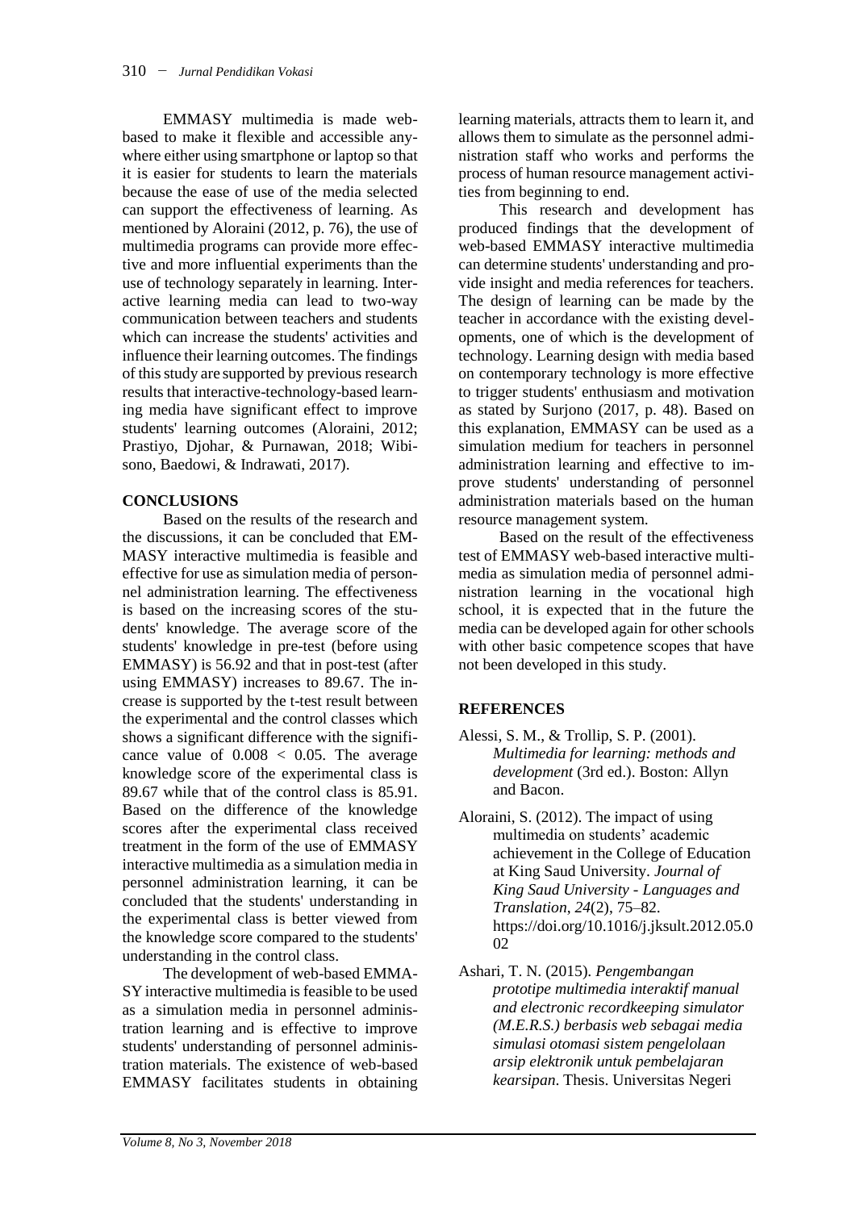EMMASY multimedia is made web-based to make it flexible and accessible anywhere either using smartphone or laptop so that it is easier for students to learn the materials because the ease of use of the media selected can support the effectiveness of learning. As mentioned by Aloraini (2012, p. 76), the use of multimedia programs can provide more effective and more influential experiments than the use of technology separately in learning. Interactive learning media can lead to two-way communication between teachers and students which can increase the students' activities and influence their learning outcomes. The findings of this study are supported by previous research results that interactive-technology-based learning media have significant effect to improve students' learning outcomes (Aloraini, 2012; Prastiyo, Djohar, & Purnawan, 2018; Wibisono, Baedowi, & Indrawati, 2017).

## CONCLUSIONS

Based on the results of the research and the discussions, it can be concluded that EMMASY interactive multimedia is feasible and effective for use as simulation media of personnel administration learning. The effectiveness is based on the increasing scores of the students' knowledge. The average score of the students' knowledge in pre-test (before using EMMASY) is 56.92 and that in post-test (after using EMMASY) increases to 89.67. The increase is supported by the t-test result between the experimental and the control classes which shows a significant difference with the significance value of $0.008 < 0.05$. The average knowledge score of the experimental class is 89.67 while that of the control class is 85.91. Based on the difference of the knowledge scores after the experimental class received treatment in the form of the use of EMMASY interactive multimedia as a simulation media in personnel administration learning, it can be concluded that the students' understanding in the experimental class is better viewed from the knowledge score compared to the students' understanding in the control class.

The development of web-based EMMASY interactive multimedia is feasible to be used as a simulation media in personnel administration learning and is effective to improve students' understanding of personnel administration materials. The existence of web-based EMMASY facilitates students in obtaining learning materials, attracts them to learn it, and allows them to simulate as the personnel administration staff who works and performs the process of human resource management activities from beginning to end.

This research and development has produced findings that the development of web-based EMMASY interactive multimedia can determine students' understanding and provide insight and media references for teachers. The design of learning can be made by the teacher in accordance with the existing developments, one of which is the development of technology. Learning design with media based on contemporary technology is more effective to trigger students' enthusiasm and motivation as stated by Surjono (2017, p. 48). Based on this explanation, EMMASY can be used as a simulation medium for teachers in personnel administration learning and effective to improve students' understanding of personnel administration materials based on the human resource management system.

Based on the result of the effectiveness test of EMMASY web-based interactive multimedia as simulation media of personnel administration learning in the vocational high school, it is expected that in the future the media can be developed again for other schools with other basic competence scopes that have not been developed in this study.

## REFERENCES

Alessi, S. M., & Trollip, S. P. (2001). *Multimedia for learning: methods and development* (3rd ed.). Boston: Allyn and Bacon.

Aloraini, S. (2012). The impact of using multimedia on students' academic achievement in the College of Education at King Saud University. *Journal of King Saud University - Languages and Translation*, *24*(2), 75–82. https://doi.org/10.1016/j.jksult.2012.05.002

Ashari, T. N. (2015). *Pengembangan prototipe multimedia interaktif manual and electronic recordkeeping simulator (M.E.R.S.) berbasis web sebagai media simulasi otomasi sistem pengelolaan arsip elektronik untuk pembelajaran kearsipan*. Thesis. Universitas Negeri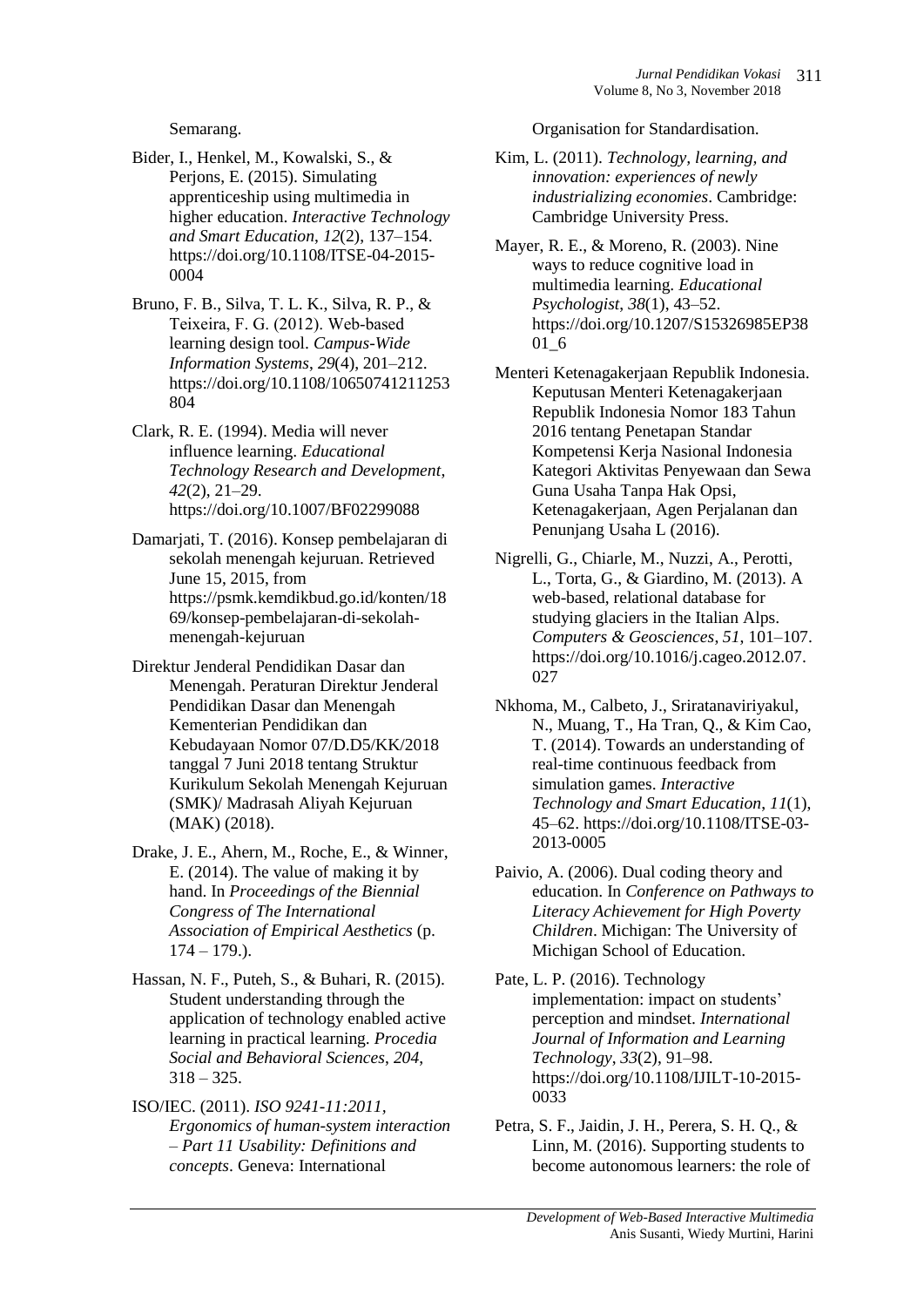Semarang.

Bider, I., Henkel, M., Kowalski, S., & Perjons, E. (2015). Simulating apprenticeship using multimedia in higher education. *Interactive Technology and Smart Education*, *12*(2), 137–154. https://doi.org/10.1108/ITSE-04-2015-0004

Bruno, F. B., Silva, T. L. K., Silva, R. P., & Teixeira, F. G. (2012). Web-based learning design tool. *Campus-Wide Information Systems*, *29*(4), 201–212. https://doi.org/10.1108/10650741211253804

Clark, R. E. (1994). Media will never influence learning. *Educational Technology Research and Development*, *42*(2), 21–29. https://doi.org/10.1007/BF02299088

Damarjati, T. (2016). Konsep pembelajaran di sekolah menengah kejuruan. Retrieved June 15, 2015, from https://psmk.kemdikbud.go.id/konten/1869/konsep-pembelajaran-di-sekolah-menengah-kejuruan

Direktur Jenderal Pendidikan Dasar dan Menengah. Peraturan Direktur Jenderal Pendidikan Dasar dan Menengah Kementerian Pendidikan dan Kebudayaan Nomor 07/D.D5/KK/2018 tanggal 7 Juni 2018 tentang Struktur Kurikulum Sekolah Menengah Kejuruan (SMK)/ Madrasah Aliyah Kejuruan (MAK) (2018).

Drake, J. E., Ahern, M., Roche, E., & Winner, E. (2014). The value of making it by hand. In *Proceedings of the Biennial Congress of The International Association of Empirical Aesthetics* (p. 174 – 179.).

Hassan, N. F., Puteh, S., & Buhari, R. (2015). Student understanding through the application of technology enabled active learning in practical learning. *Procedia Social and Behavioral Sciences*, *204*, 318 – 325.

ISO/IEC. (2011). *ISO 9241-11:2011, Ergonomics of human-system interaction – Part 11 Usability: Definitions and concepts*. Geneva: International Organisation for Standardisation.

Kim, L. (2011). *Technology, learning, and innovation: experiences of newly industrializing economies*. Cambridge: Cambridge University Press.

Mayer, R. E., & Moreno, R. (2003). Nine ways to reduce cognitive load in multimedia learning. *Educational Psychologist*, *38*(1), 43–52. https://doi.org/10.1207/S15326985EP3801_6

Menteri Ketenagakerjaan Republik Indonesia. Keputusan Menteri Ketenagakerjaan Republik Indonesia Nomor 183 Tahun 2016 tentang Penetapan Standar Kompetensi Kerja Nasional Indonesia Kategori Aktivitas Penyewaan dan Sewa Guna Usaha Tanpa Hak Opsi, Ketenagakerjaan, Agen Perjalanan dan Penunjang Usaha L (2016).

Nigrelli, G., Chiarle, M., Nuzzi, A., Perotti, L., Torta, G., & Giardino, M. (2013). A web-based, relational database for studying glaciers in the Italian Alps. *Computers & Geosciences*, *51*, 101–107. https://doi.org/10.1016/j.cageo.2012.07.027

Nkhoma, M., Calbeto, J., Sriratanaviriyakul, N., Muang, T., Ha Tran, Q., & Kim Cao, T. (2014). Towards an understanding of real-time continuous feedback from simulation games. *Interactive Technology and Smart Education*, *11*(1), 45–62. https://doi.org/10.1108/ITSE-03-2013-0005

Paivio, A. (2006). Dual coding theory and education. In *Conference on Pathways to Literacy Achievement for High Poverty Children*. Michigan: The University of Michigan School of Education.

Pate, L. P. (2016). Technology implementation: impact on students' perception and mindset. *International Journal of Information and Learning Technology*, *33*(2), 91–98. https://doi.org/10.1108/IJILT-10-2015-0033

Petra, S. F., Jaidin, J. H., Perera, S. H. Q., & Linn, M. (2016). Supporting students to become autonomous learners: the role of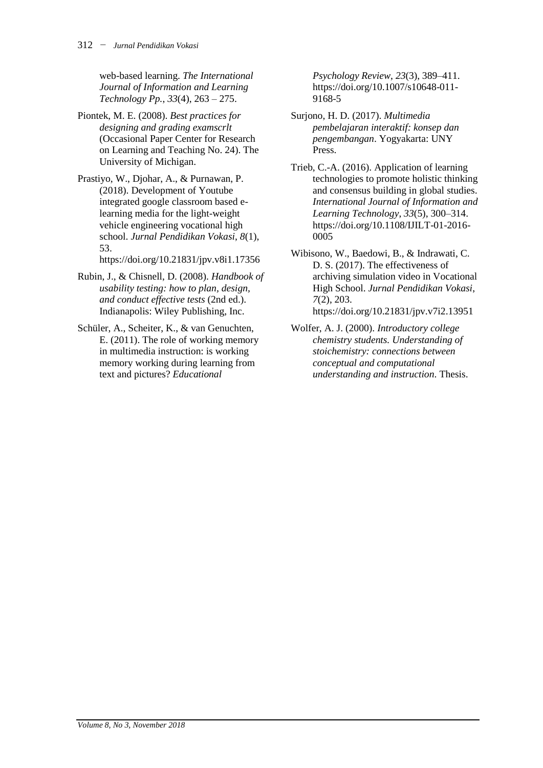web-based learning. *The International Journal of Information and Learning Technology Pp.*, *33*(4), 263 – 275.

Piontek, M. E. (2008). *Best practices for designing and grading examscrlt* (Occasional Paper Center for Research on Learning and Teaching No. 24). The University of Michigan.

Prastiyo, W., Djohar, A., & Purnawan, P. (2018). Development of Youtube integrated google classroom based e-learning media for the light-weight vehicle engineering vocational high school. *Jurnal Pendidikan Vokasi*, *8*(1), 53. https://doi.org/10.21831/jpv.v8i1.17356

Rubin, J., & Chisnell, D. (2008). *Handbook of usability testing: how to plan, design, and conduct effective tests* (2nd ed.). Indianapolis: Wiley Publishing, Inc.

Schüler, A., Scheiter, K., & van Genuchten, E. (2011). The role of working memory in multimedia instruction: is working memory working during learning from text and pictures? *Educational Psychology Review*, *23*(3), 389–411. https://doi.org/10.1007/s10648-011-9168-5

Surjono, H. D. (2017). *Multimedia pembelajaran interaktif: konsep dan pengembangan*. Yogyakarta: UNY Press.

Trieb, C.-A. (2016). Application of learning technologies to promote holistic thinking and consensus building in global studies. *International Journal of Information and Learning Technology*, *33*(5), 300–314. https://doi.org/10.1108/IJILT-01-2016-0005

Wibisono, W., Baedowi, B., & Indrawati, C. D. S. (2017). The effectiveness of archiving simulation video in Vocational High School. *Jurnal Pendidikan Vokasi*, *7*(2), 203. https://doi.org/10.21831/jpv.v7i2.13951

Wolfer, A. J. (2000). *Introductory college chemistry students. Understanding of stoichemistry: connections between conceptual and computational understanding and instruction*. Thesis.